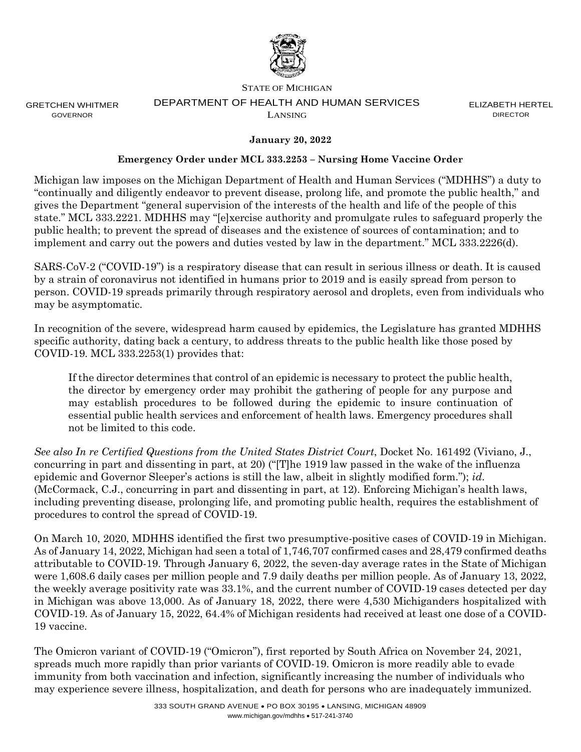STATE OF MICHIGAN

DEPARTMENT OF HEALTH AND HUMAN SERVICES

LANSING

GRETCHEN WHITMER
GOVERNOR

ELIZABETH HERTEL
DIRECTOR

**January 20, 2022**

**Emergency Order under MCL 333.2253 – Nursing Home Vaccine Order**

Michigan law imposes on the Michigan Department of Health and Human Services ("MDHHS") a duty to "continually and diligently endeavor to prevent disease, prolong life, and promote the public health," and gives the Department "general supervision of the interests of the health and life of the people of this state." MCL 333.2221. MDHHS may "[e]xercise authority and promulgate rules to safeguard properly the public health; to prevent the spread of diseases and the existence of sources of contamination; and to implement and carry out the powers and duties vested by law in the department." MCL 333.2226(d).

SARS-CoV-2 ("COVID-19") is a respiratory disease that can result in serious illness or death. It is caused by a strain of coronavirus not identified in humans prior to 2019 and is easily spread from person to person. COVID-19 spreads primarily through respiratory aerosol and droplets, even from individuals who may be asymptomatic.

In recognition of the severe, widespread harm caused by epidemics, the Legislature has granted MDHHS specific authority, dating back a century, to address threats to the public health like those posed by COVID-19. MCL 333.2253(1) provides that:

> If the director determines that control of an epidemic is necessary to protect the public health, the director by emergency order may prohibit the gathering of people for any purpose and may establish procedures to be followed during the epidemic to insure continuation of essential public health services and enforcement of health laws. Emergency procedures shall not be limited to this code.

*See also In re Certified Questions from the United States District Court*, Docket No. 161492 (Viviano, J., concurring in part and dissenting in part, at 20) ("[T]he 1919 law passed in the wake of the influenza epidemic and Governor Sleeper's actions is still the law, albeit in slightly modified form."); *id.* (McCormack, C.J., concurring in part and dissenting in part, at 12). Enforcing Michigan's health laws, including preventing disease, prolonging life, and promoting public health, requires the establishment of procedures to control the spread of COVID-19.

On March 10, 2020, MDHHS identified the first two presumptive-positive cases of COVID-19 in Michigan. As of January 14, 2022, Michigan had seen a total of 1,746,707 confirmed cases and 28,479 confirmed deaths attributable to COVID-19. Through January 6, 2022, the seven-day average rates in the State of Michigan were 1,608.6 daily cases per million people and 7.9 daily deaths per million people. As of January 13, 2022, the weekly average positivity rate was 33.1%, and the current number of COVID-19 cases detected per day in Michigan was above 13,000. As of January 18, 2022, there were 4,530 Michiganders hospitalized with COVID-19. As of January 15, 2022, 64.4% of Michigan residents had received at least one dose of a COVID-19 vaccine.

The Omicron variant of COVID-19 ("Omicron"), first reported by South Africa on November 24, 2021, spreads much more rapidly than prior variants of COVID-19. Omicron is more readily able to evade immunity from both vaccination and infection, significantly increasing the number of individuals who may experience severe illness, hospitalization, and death for persons who are inadequately immunized.

333 SOUTH GRAND AVENUE • PO BOX 30195 • LANSING, MICHIGAN 48909
www.michigan.gov/mdhhs • 517-241-3740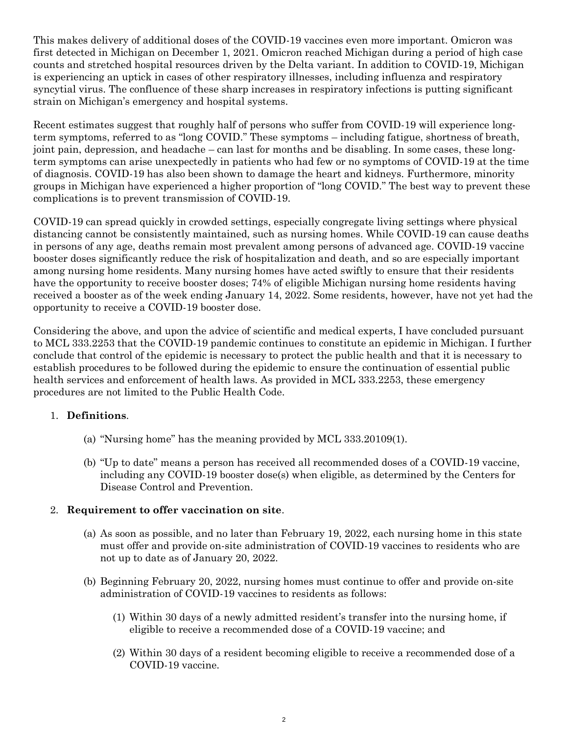This makes delivery of additional doses of the COVID-19 vaccines even more important. Omicron was first detected in Michigan on December 1, 2021. Omicron reached Michigan during a period of high case counts and stretched hospital resources driven by the Delta variant. In addition to COVID-19, Michigan is experiencing an uptick in cases of other respiratory illnesses, including influenza and respiratory syncytial virus. The confluence of these sharp increases in respiratory infections is putting significant strain on Michigan's emergency and hospital systems.

Recent estimates suggest that roughly half of persons who suffer from COVID-19 will experience long-term symptoms, referred to as "long COVID." These symptoms – including fatigue, shortness of breath, joint pain, depression, and headache – can last for months and be disabling. In some cases, these long-term symptoms can arise unexpectedly in patients who had few or no symptoms of COVID-19 at the time of diagnosis. COVID-19 has also been shown to damage the heart and kidneys. Furthermore, minority groups in Michigan have experienced a higher proportion of "long COVID." The best way to prevent these complications is to prevent transmission of COVID-19.

COVID-19 can spread quickly in crowded settings, especially congregate living settings where physical distancing cannot be consistently maintained, such as nursing homes. While COVID-19 can cause deaths in persons of any age, deaths remain most prevalent among persons of advanced age. COVID-19 vaccine booster doses significantly reduce the risk of hospitalization and death, and so are especially important among nursing home residents. Many nursing homes have acted swiftly to ensure that their residents have the opportunity to receive booster doses; 74% of eligible Michigan nursing home residents having received a booster as of the week ending January 14, 2022. Some residents, however, have not yet had the opportunity to receive a COVID-19 booster dose.

Considering the above, and upon the advice of scientific and medical experts, I have concluded pursuant to MCL 333.2253 that the COVID-19 pandemic continues to constitute an epidemic in Michigan. I further conclude that control of the epidemic is necessary to protect the public health and that it is necessary to establish procedures to be followed during the epidemic to ensure the continuation of essential public health services and enforcement of health laws. As provided in MCL 333.2253, these emergency procedures are not limited to the Public Health Code.

1. **Definitions**.

    (a) "Nursing home" has the meaning provided by MCL 333.20109(1).

    (b) "Up to date" means a person has received all recommended doses of a COVID-19 vaccine, including any COVID-19 booster dose(s) when eligible, as determined by the Centers for Disease Control and Prevention.

2. **Requirement to offer vaccination on site**.

    (a) As soon as possible, and no later than February 19, 2022, each nursing home in this state must offer and provide on-site administration of COVID-19 vaccines to residents who are not up to date as of January 20, 2022.

    (b) Beginning February 20, 2022, nursing homes must continue to offer and provide on-site administration of COVID-19 vaccines to residents as follows:

        (1) Within 30 days of a newly admitted resident's transfer into the nursing home, if eligible to receive a recommended dose of a COVID-19 vaccine; and

        (2) Within 30 days of a resident becoming eligible to receive a recommended dose of a COVID-19 vaccine.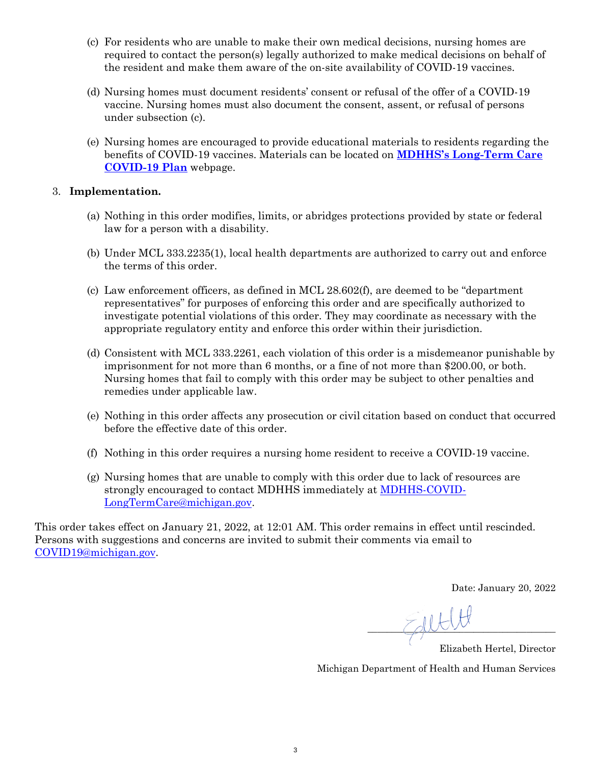(c) For residents who are unable to make their own medical decisions, nursing homes are required to contact the person(s) legally authorized to make medical decisions on behalf of the resident and make them aware of the on-site availability of COVID-19 vaccines.

(d) Nursing homes must document residents' consent or refusal of the offer of a COVID-19 vaccine. Nursing homes must also document the consent, assent, or refusal of persons under subsection (c).

(e) Nursing homes are encouraged to provide educational materials to residents regarding the benefits of COVID-19 vaccines. Materials can be located on **MDHHS's Long-Term Care COVID-19 Plan** webpage.

3. **Implementation.**

(a) Nothing in this order modifies, limits, or abridges protections provided by state or federal law for a person with a disability.

(b) Under MCL 333.2235(1), local health departments are authorized to carry out and enforce the terms of this order.

(c) Law enforcement officers, as defined in MCL 28.602(f), are deemed to be "department representatives" for purposes of enforcing this order and are specifically authorized to investigate potential violations of this order. They may coordinate as necessary with the appropriate regulatory entity and enforce this order within their jurisdiction.

(d) Consistent with MCL 333.2261, each violation of this order is a misdemeanor punishable by imprisonment for not more than 6 months, or a fine of not more than $200.00, or both. Nursing homes that fail to comply with this order may be subject to other penalties and remedies under applicable law.

(e) Nothing in this order affects any prosecution or civil citation based on conduct that occurred before the effective date of this order.

(f) Nothing in this order requires a nursing home resident to receive a COVID-19 vaccine.

(g) Nursing homes that are unable to comply with this order due to lack of resources are strongly encouraged to contact MDHHS immediately at MDHHS-COVID-LongTermCare@michigan.gov.

This order takes effect on January 21, 2022, at 12:01 AM. This order remains in effect until rescinded. Persons with suggestions and concerns are invited to submit their comments via email to COVID19@michigan.gov.

Date: January 20, 2022

Elizabeth Hertel, Director

Michigan Department of Health and Human Services